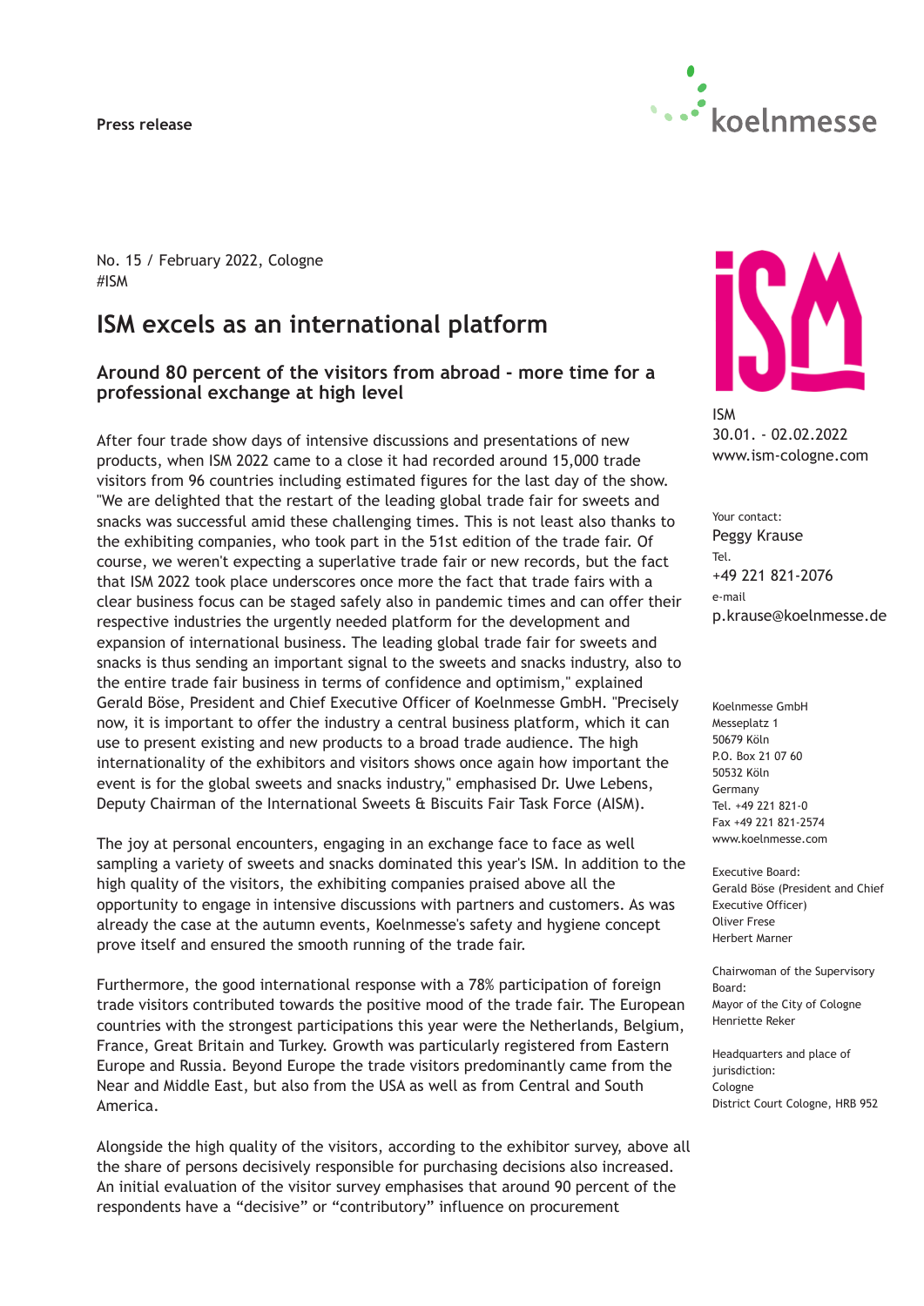Press release

No. 15 / February 2022, Cologne
#ISM

# ISM excels as an international platform

## Around 80 percent of the visitors from abroad - more time for a professional exchange at high level

After four trade show days of intensive discussions and presentations of new products, when ISM 2022 came to a close it had recorded around 15,000 trade visitors from 96 countries including estimated figures for the last day of the show. "We are delighted that the restart of the leading global trade fair for sweets and snacks was successful amid these challenging times. This is not least also thanks to the exhibiting companies, who took part in the 51st edition of the trade fair. Of course, we weren't expecting a superlative trade fair or new records, but the fact that ISM 2022 took place underscores once more the fact that trade fairs with a clear business focus can be staged safely also in pandemic times and can offer their respective industries the urgently needed platform for the development and expansion of international business. The leading global trade fair for sweets and snacks is thus sending an important signal to the sweets and snacks industry, also to the entire trade fair business in terms of confidence and optimism," explained Gerald Böse, President and Chief Executive Officer of Koelnmesse GmbH. "Precisely now, it is important to offer the industry a central business platform, which it can use to present existing and new products to a broad trade audience. The high internationality of the exhibitors and visitors shows once again how important the event is for the global sweets and snacks industry," emphasised Dr. Uwe Lebens, Deputy Chairman of the International Sweets & Biscuits Fair Task Force (AISM).

The joy at personal encounters, engaging in an exchange face to face as well sampling a variety of sweets and snacks dominated this year's ISM. In addition to the high quality of the visitors, the exhibiting companies praised above all the opportunity to engage in intensive discussions with partners and customers. As was already the case at the autumn events, Koelnmesse's safety and hygiene concept prove itself and ensured the smooth running of the trade fair.

Furthermore, the good international response with a 78% participation of foreign trade visitors contributed towards the positive mood of the trade fair. The European countries with the strongest participations this year were the Netherlands, Belgium, France, Great Britain and Turkey. Growth was particularly registered from Eastern Europe and Russia. Beyond Europe the trade visitors predominantly came from the Near and Middle East, but also from the USA as well as from Central and South America.

Alongside the high quality of the visitors, according to the exhibitor survey, above all the share of persons decisively responsible for purchasing decisions also increased. An initial evaluation of the visitor survey emphasises that around 90 percent of the respondents have a “decisive” or “contributory” influence on procurement

ISM
30.01. - 02.02.2022
www.ism-cologne.com

Your contact:
Peggy Krause
Tel.
+49 221 821-2076
e-mail
p.krause@koelnmesse.de

Koelnmesse GmbH
Messeplatz 1
50679 Köln
P.O. Box 21 07 60
50532 Köln
Germany
Tel. +49 221 821-0
Fax +49 221 821-2574
www.koelnmesse.com

Executive Board:
Gerald Böse (President and Chief Executive Officer)
Oliver Frese
Herbert Marner

Chairwoman of the Supervisory Board:
Mayor of the City of Cologne
Henriette Reker

Headquarters and place of jurisdiction:
Cologne
District Court Cologne, HRB 952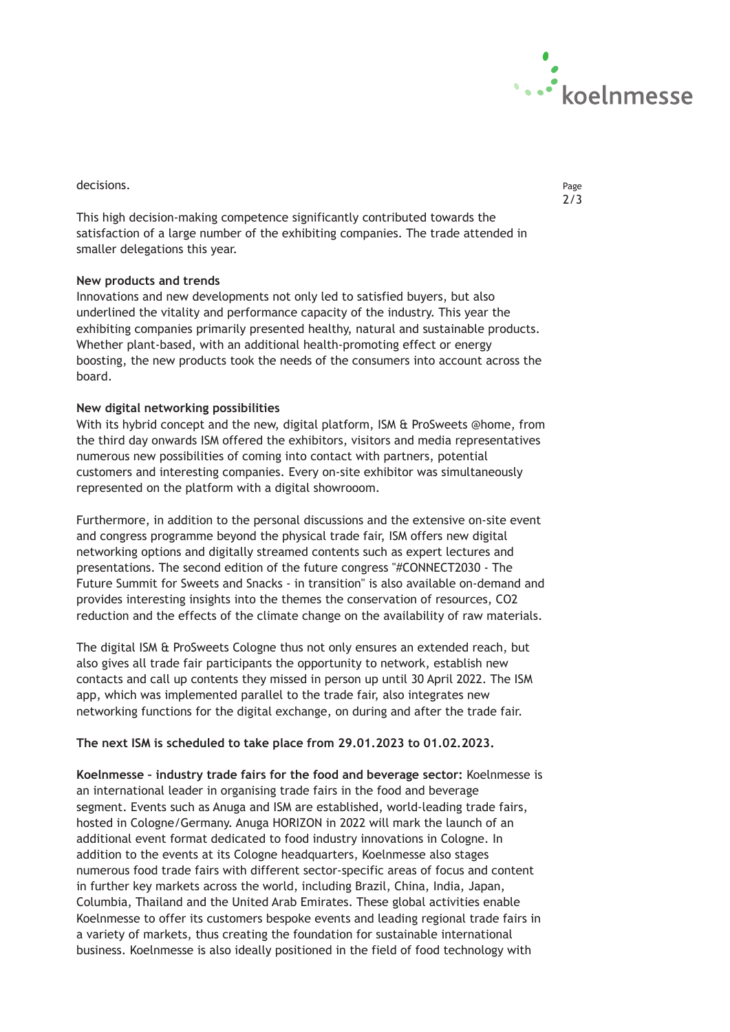decisions.

This high decision-making competence significantly contributed towards the satisfaction of a large number of the exhibiting companies. The trade attended in smaller delegations this year.

**New products and trends**

Innovations and new developments not only led to satisfied buyers, but also underlined the vitality and performance capacity of the industry. This year the exhibiting companies primarily presented healthy, natural and sustainable products. Whether plant-based, with an additional health-promoting effect or energy boosting, the new products took the needs of the consumers into account across the board.

**New digital networking possibilities**

With its hybrid concept and the new, digital platform, ISM & ProSweets @home, from the third day onwards ISM offered the exhibitors, visitors and media representatives numerous new possibilities of coming into contact with partners, potential customers and interesting companies. Every on-site exhibitor was simultaneously represented on the platform with a digital showrooom.

Furthermore, in addition to the personal discussions and the extensive on-site event and congress programme beyond the physical trade fair, ISM offers new digital networking options and digitally streamed contents such as expert lectures and presentations. The second edition of the future congress "#CONNECT2030 - The Future Summit for Sweets and Snacks - in transition" is also available on-demand and provides interesting insights into the themes the conservation of resources, CO2 reduction and the effects of the climate change on the availability of raw materials.

The digital ISM & ProSweets Cologne thus not only ensures an extended reach, but also gives all trade fair participants the opportunity to network, establish new contacts and call up contents they missed in person up until 30 April 2022. The ISM app, which was implemented parallel to the trade fair, also integrates new networking functions for the digital exchange, on during and after the trade fair.

**The next ISM is scheduled to take place from 29.01.2023 to 01.02.2023.**

**Koelnmesse – industry trade fairs for the food and beverage sector:** Koelnmesse is an international leader in organising trade fairs in the food and beverage segment. Events such as Anuga and ISM are established, world-leading trade fairs, hosted in Cologne/Germany. Anuga HORIZON in 2022 will mark the launch of an additional event format dedicated to food industry innovations in Cologne. In addition to the events at its Cologne headquarters, Koelnmesse also stages numerous food trade fairs with different sector-specific areas of focus and content in further key markets across the world, including Brazil, China, India, Japan, Columbia, Thailand and the United Arab Emirates. These global activities enable Koelnmesse to offer its customers bespoke events and leading regional trade fairs in a variety of markets, thus creating the foundation for sustainable international business. Koelnmesse is also ideally positioned in the field of food technology with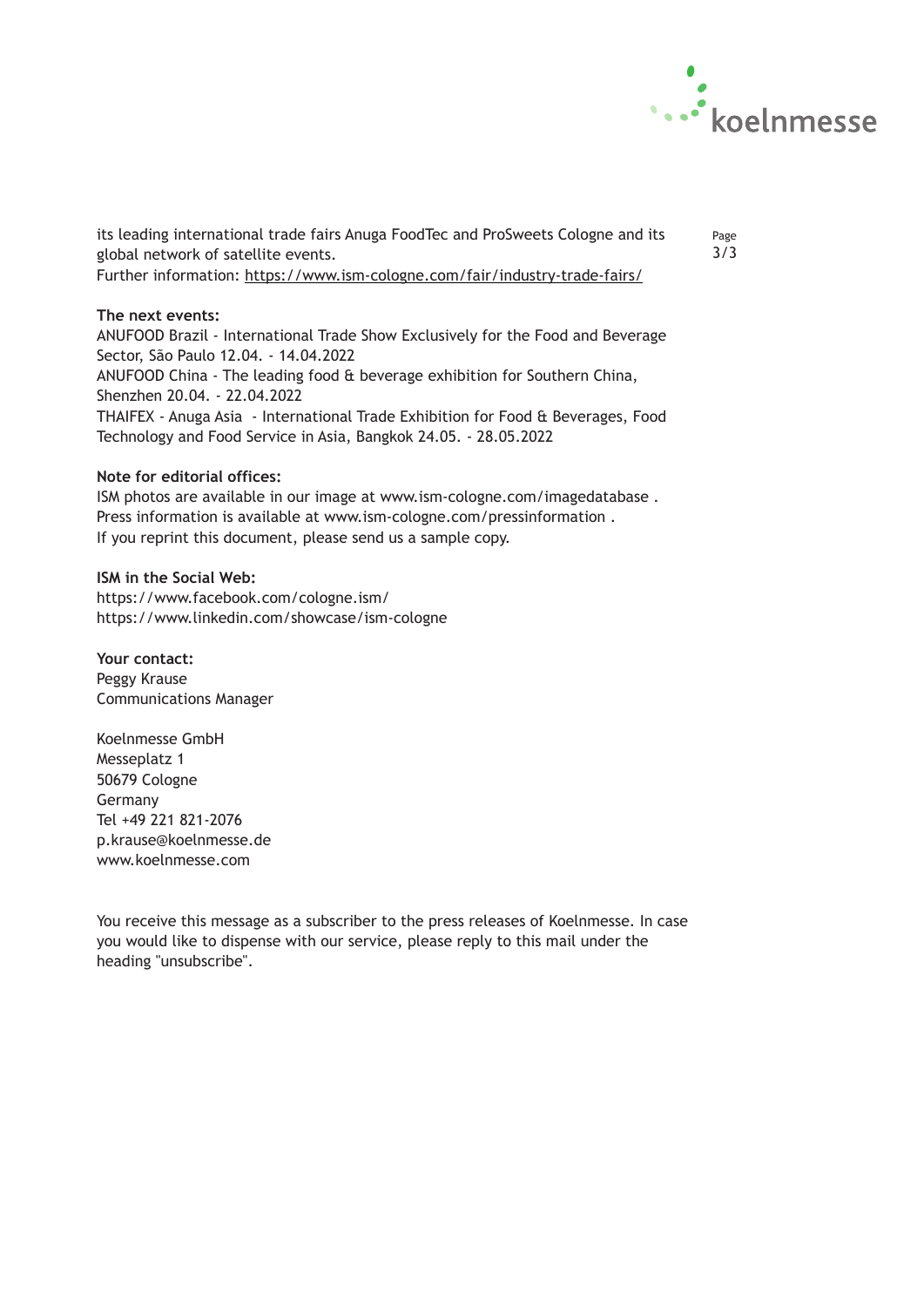its leading international trade fairs Anuga FoodTec and ProSweets Cologne and its global network of satellite events.
Further information: https://www.ism-cologne.com/fair/industry-trade-fairs/

**The next events:**
ANUFOOD Brazil - International Trade Show Exclusively for the Food and Beverage Sector, São Paulo 12.04. - 14.04.2022
ANUFOOD China - The leading food & beverage exhibition for Southern China, Shenzhen 20.04. - 22.04.2022
THAIFEX - Anuga Asia - International Trade Exhibition for Food & Beverages, Food Technology and Food Service in Asia, Bangkok 24.05. - 28.05.2022

**Note for editorial offices:**
ISM photos are available in our image at www.ism-cologne.com/imagedatabase .
Press information is available at www.ism-cologne.com/pressinformation .
If you reprint this document, please send us a sample copy.

**ISM in the Social Web:**
https://www.facebook.com/cologne.ism/
https://www.linkedin.com/showcase/ism-cologne

**Your contact:**
Peggy Krause
Communications Manager

Koelnmesse GmbH
Messeplatz 1
50679 Cologne
Germany
Tel +49 221 821-2076
p.krause@koelnmesse.de
www.koelnmesse.com

You receive this message as a subscriber to the press releases of Koelnmesse. In case you would like to dispense with our service, please reply to this mail under the heading "unsubscribe".